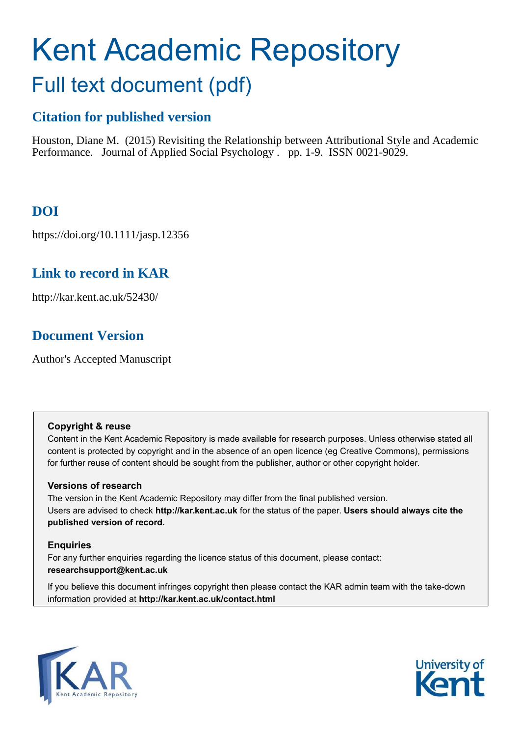# Kent Academic Repository

## Full text document (pdf)

### Citation for published version

Houston, Diane M. (2015) Revisiting the Relationship between Attributional Style and Academic Performance. Journal of Applied Social Psychology . pp. 1-9. ISSN 0021-9029.

### DOI

https://doi.org/10.1111/jasp.12356

### Link to record in KAR

http://kar.kent.ac.uk/52430/

### Document Version

Author's Accepted Manuscript

**Copyright & reuse**

Content in the Kent Academic Repository is made available for research purposes. Unless otherwise stated all content is protected by copyright and in the absence of an open licence (eg Creative Commons), permissions for further reuse of content should be sought from the publisher, author or other copyright holder.

**Versions of research**

The version in the Kent Academic Repository may differ from the final published version. Users are advised to check **http://kar.kent.ac.uk** for the status of the paper. **Users should always cite the published version of record.**

**Enquiries**

For any further enquiries regarding the licence status of this document, please contact: **researchsupport@kent.ac.uk**

If you believe this document infringes copyright then please contact the KAR admin team with the take-down information provided at **http://kar.kent.ac.uk/contact.html**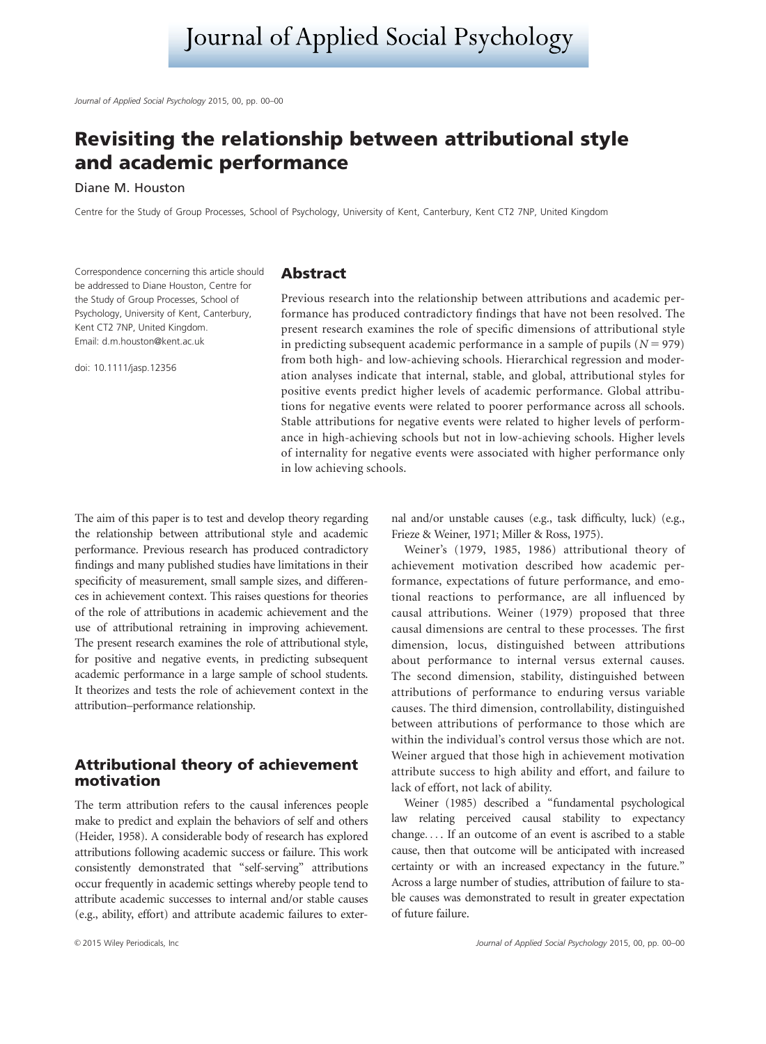# Revisiting the relationship between attributional style and academic performance

Diane M. Houston

Centre for the Study of Group Processes, School of Psychology, University of Kent, Canterbury, Kent CT2 7NP, United Kingdom

Correspondence concerning this article should be addressed to Diane Houston, Centre for the Study of Group Processes, School of Psychology, University of Kent, Canterbury, Kent CT2 7NP, United Kingdom. Email: d.m.houston@kent.ac.uk

doi: 10.1111/jasp.12356

## Abstract

Previous research into the relationship between attributions and academic performance has produced contradictory findings that have not been resolved. The present research examines the role of specific dimensions of attributional style in predicting subsequent academic performance in a sample of pupils ($N = 979$) from both high- and low-achieving schools. Hierarchical regression and moderation analyses indicate that internal, stable, and global, attributional styles for positive events predict higher levels of academic performance. Global attributions for negative events were related to poorer performance across all schools. Stable attributions for negative events were related to higher levels of performance in high-achieving schools but not in low-achieving schools. Higher levels of internality for negative events were associated with higher performance only in low achieving schools.

The aim of this paper is to test and develop theory regarding the relationship between attributional style and academic performance. Previous research has produced contradictory findings and many published studies have limitations in their specificity of measurement, small sample sizes, and differences in achievement context. This raises questions for theories of the role of attributions in academic achievement and the use of attributional retraining in improving achievement. The present research examines the role of attributional style, for positive and negative events, in predicting subsequent academic performance in a large sample of school students. It theorizes and tests the role of achievement context in the attribution–performance relationship.

## Attributional theory of achievement motivation

The term attribution refers to the causal inferences people make to predict and explain the behaviors of self and others (Heider, 1958). A considerable body of research has explored attributions following academic success or failure. This work consistently demonstrated that "self-serving" attributions occur frequently in academic settings whereby people tend to attribute academic successes to internal and/or stable causes (e.g., ability, effort) and attribute academic failures to external and/or unstable causes (e.g., task difficulty, luck) (e.g., Frieze & Weiner, 1971; Miller & Ross, 1975).

Weiner's (1979, 1985, 1986) attributional theory of achievement motivation described how academic performance, expectations of future performance, and emotional reactions to performance, are all influenced by causal attributions. Weiner (1979) proposed that three causal dimensions are central to these processes. The first dimension, locus, distinguished between attributions about performance to internal versus external causes. The second dimension, stability, distinguished between attributions of performance to enduring versus variable causes. The third dimension, controllability, distinguished between attributions of performance to those which are within the individual's control versus those which are not. Weiner argued that those high in achievement motivation attribute success to high ability and effort, and failure to lack of effort, not lack of ability.

Weiner (1985) described a "fundamental psychological law relating perceived causal stability to expectancy change. . . . If an outcome of an event is ascribed to a stable cause, then that outcome will be anticipated with increased certainty or with an increased expectancy in the future." Across a large number of studies, attribution of failure to stable causes was demonstrated to result in greater expectation of future failure.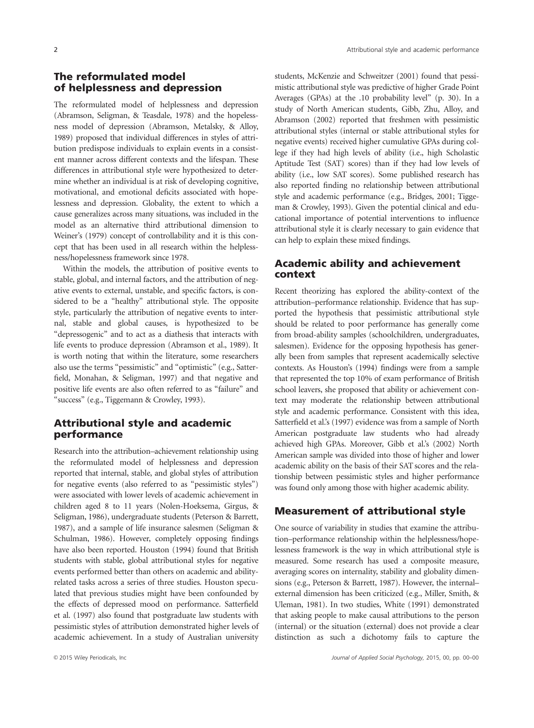## The reformulated model of helplessness and depression

The reformulated model of helplessness and depression (Abramson, Seligman, & Teasdale, 1978) and the hopelessness model of depression (Abramson, Metalsky, & Alloy, 1989) proposed that individual differences in styles of attribution predispose individuals to explain events in a consistent manner across different contexts and the lifespan. These differences in attributional style were hypothesized to determine whether an individual is at risk of developing cognitive, motivational, and emotional deficits associated with hopelessness and depression. Globality, the extent to which a cause generalizes across many situations, was included in the model as an alternative third attributional dimension to Weiner's (1979) concept of controllability and it is this concept that has been used in all research within the helplessness/hopelessness framework since 1978.

Within the models, the attribution of positive events to stable, global, and internal factors, and the attribution of negative events to external, unstable, and specific factors, is considered to be a "healthy" attributional style. The opposite style, particularly the attribution of negative events to internal, stable and global causes, is hypothesized to be "depressogenic" and to act as a diathesis that interacts with life events to produce depression (Abramson et al., 1989). It is worth noting that within the literature, some researchers also use the terms "pessimistic" and "optimistic" (e.g., Satterfield, Monahan, & Seligman, 1997) and that negative and positive life events are also often referred to as "failure" and "success" (e.g., Tiggemann & Crowley, 1993).

## Attributional style and academic performance

Research into the attribution–achievement relationship using the reformulated model of helplessness and depression reported that internal, stable, and global styles of attribution for negative events (also referred to as "pessimistic styles") were associated with lower levels of academic achievement in children aged 8 to 11 years (Nolen-Hoeksema, Girgus, & Seligman, 1986), undergraduate students (Peterson & Barrett, 1987), and a sample of life insurance salesmen (Seligman & Schulman, 1986). However, completely opposing findings have also been reported. Houston (1994) found that British students with stable, global attributional styles for negative events performed better than others on academic and ability-related tasks across a series of three studies. Houston speculated that previous studies might have been confounded by the effects of depressed mood on performance. Satterfield et al. (1997) also found that postgraduate law students with pessimistic styles of attribution demonstrated higher levels of academic achievement. In a study of Australian university students, McKenzie and Schweitzer (2001) found that pessimistic attributional style was predictive of higher Grade Point Averages (GPAs) at the .10 probability level" (p. 30). In a study of North American students, Gibb, Zhu, Alloy, and Abramson (2002) reported that freshmen with pessimistic attributional styles (internal or stable attributional styles for negative events) received higher cumulative GPAs during college if they had high levels of ability (i.e., high Scholastic Aptitude Test (SAT) scores) than if they had low levels of ability (i.e., low SAT scores). Some published research has also reported finding no relationship between attributional style and academic performance (e.g., Bridges, 2001; Tiggeman & Crowley, 1993). Given the potential clinical and educational importance of potential interventions to influence attributional style it is clearly necessary to gain evidence that can help to explain these mixed findings.

## Academic ability and achievement context

Recent theorizing has explored the ability-context of the attribution–performance relationship. Evidence that has supported the hypothesis that pessimistic attributional style should be related to poor performance has generally come from broad-ability samples (schoolchildren, undergraduates, salesmen). Evidence for the opposing hypothesis has generally been from samples that represent academically selective contexts. As Houston's (1994) findings were from a sample that represented the top 10% of exam performance of British school leavers, she proposed that ability or achievement context may moderate the relationship between attributional style and academic performance. Consistent with this idea, Satterfield et al.'s (1997) evidence was from a sample of North American postgraduate law students who had already achieved high GPAs. Moreover, Gibb et al.'s (2002) North American sample was divided into those of higher and lower academic ability on the basis of their SAT scores and the relationship between pessimistic styles and higher performance was found only among those with higher academic ability.

## Measurement of attributional style

One source of variability in studies that examine the attribution–performance relationship within the helplessness/hopelessness framework is the way in which attributional style is measured. Some research has used a composite measure, averaging scores on internality, stability and globality dimensions (e.g., Peterson & Barrett, 1987). However, the internal–external dimension has been criticized (e.g., Miller, Smith, & Uleman, 1981). In two studies, White (1991) demonstrated that asking people to make causal attributions to the person (internal) or the situation (external) does not provide a clear distinction as such a dichotomy fails to capture the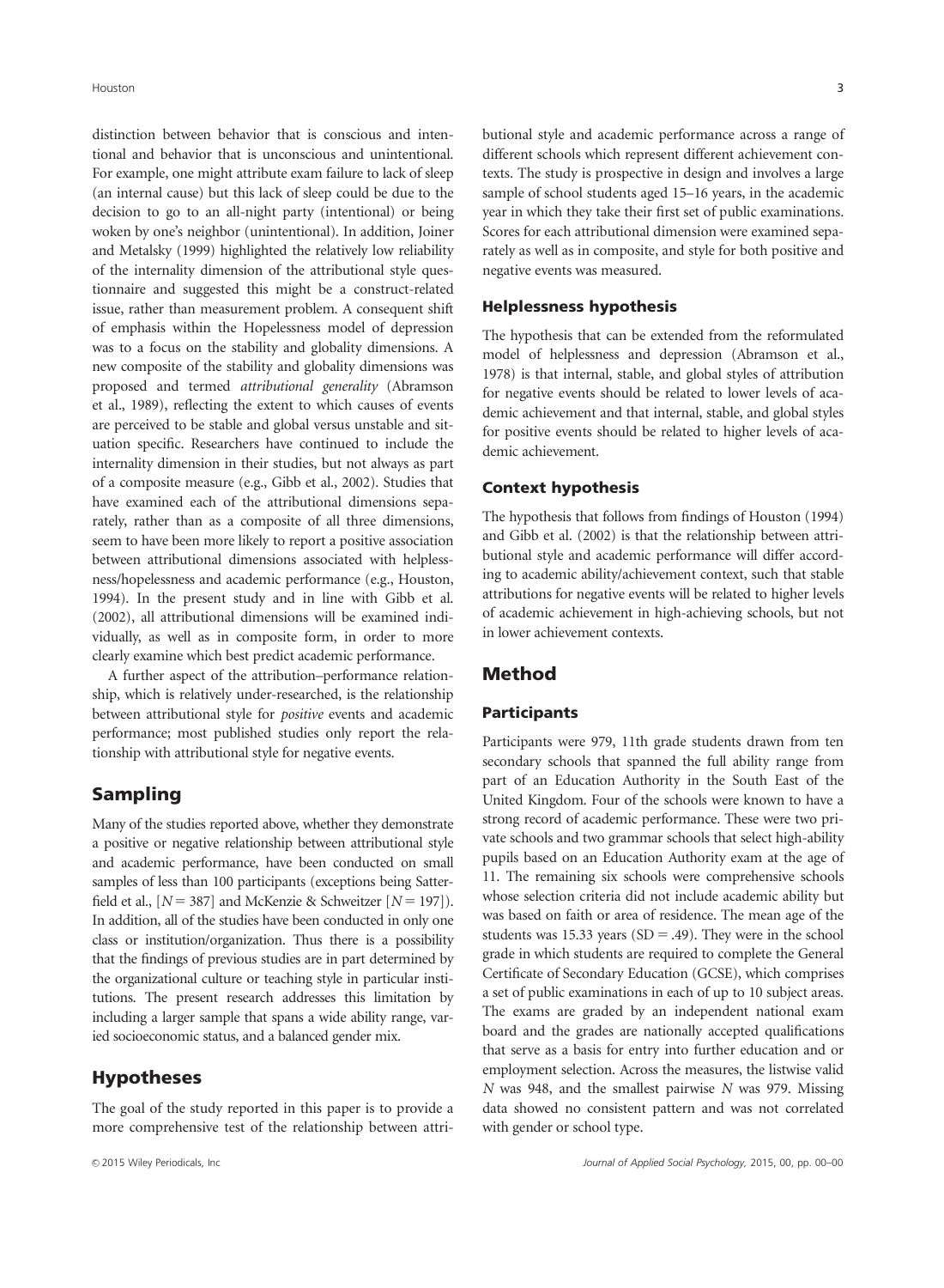distinction between behavior that is conscious and intentional and behavior that is unconscious and unintentional. For example, one might attribute exam failure to lack of sleep (an internal cause) but this lack of sleep could be due to the decision to go to an all-night party (intentional) or being woken by one's neighbor (unintentional). In addition, Joiner and Metalsky (1999) highlighted the relatively low reliability of the internality dimension of the attributional style questionnaire and suggested this might be a construct-related issue, rather than measurement problem. A consequent shift of emphasis within the Hopelessness model of depression was to a focus on the stability and globality dimensions. A new composite of the stability and globality dimensions was proposed and termed *attributional generality* (Abramson et al., 1989), reflecting the extent to which causes of events are perceived to be stable and global versus unstable and situation specific. Researchers have continued to include the internality dimension in their studies, but not always as part of a composite measure (e.g., Gibb et al., 2002). Studies that have examined each of the attributional dimensions separately, rather than as a composite of all three dimensions, seem to have been more likely to report a positive association between attributional dimensions associated with helplessness/hopelessness and academic performance (e.g., Houston, 1994). In the present study and in line with Gibb et al. (2002), all attributional dimensions will be examined individually, as well as in composite form, in order to more clearly examine which best predict academic performance.

A further aspect of the attribution–performance relationship, which is relatively under-researched, is the relationship between attributional style for *positive* events and academic performance; most published studies only report the relationship with attributional style for negative events.

## Sampling

Many of the studies reported above, whether they demonstrate a positive or negative relationship between attributional style and academic performance, have been conducted on small samples of less than 100 participants (exceptions being Satterfield et al., [$N = 387$] and McKenzie & Schweitzer [$N = 197$]). In addition, all of the studies have been conducted in only one class or institution/organization. Thus there is a possibility that the findings of previous studies are in part determined by the organizational culture or teaching style in particular institutions. The present research addresses this limitation by including a larger sample that spans a wide ability range, varied socioeconomic status, and a balanced gender mix.

## Hypotheses

The goal of the study reported in this paper is to provide a more comprehensive test of the relationship between attributional style and academic performance across a range of different schools which represent different achievement contexts. The study is prospective in design and involves a large sample of school students aged 15–16 years, in the academic year in which they take their first set of public examinations. Scores for each attributional dimension were examined separately as well as in composite, and style for both positive and negative events was measured.

### Helplessness hypothesis

The hypothesis that can be extended from the reformulated model of helplessness and depression (Abramson et al., 1978) is that internal, stable, and global styles of attribution for negative events should be related to lower levels of academic achievement and that internal, stable, and global styles for positive events should be related to higher levels of academic achievement.

### Context hypothesis

The hypothesis that follows from findings of Houston (1994) and Gibb et al. (2002) is that the relationship between attributional style and academic performance will differ according to academic ability/achievement context, such that stable attributions for negative events will be related to higher levels of academic achievement in high-achieving schools, but not in lower achievement contexts.

## Method

### Participants

Participants were 979, 11th grade students drawn from ten secondary schools that spanned the full ability range from part of an Education Authority in the South East of the United Kingdom. Four of the schools were known to have a strong record of academic performance. These were two private schools and two grammar schools that select high-ability pupils based on an Education Authority exam at the age of 11. The remaining six schools were comprehensive schools whose selection criteria did not include academic ability but was based on faith or area of residence. The mean age of the students was 15.33 years (SD = .49). They were in the school grade in which students are required to complete the General Certificate of Secondary Education (GCSE), which comprises a set of public examinations in each of up to 10 subject areas. The exams are graded by an independent national exam board and the grades are nationally accepted qualifications that serve as a basis for entry into further education and or employment selection. Across the measures, the listwise valid $N$ was 948, and the smallest pairwise $N$ was 979. Missing data showed no consistent pattern and was not correlated with gender or school type.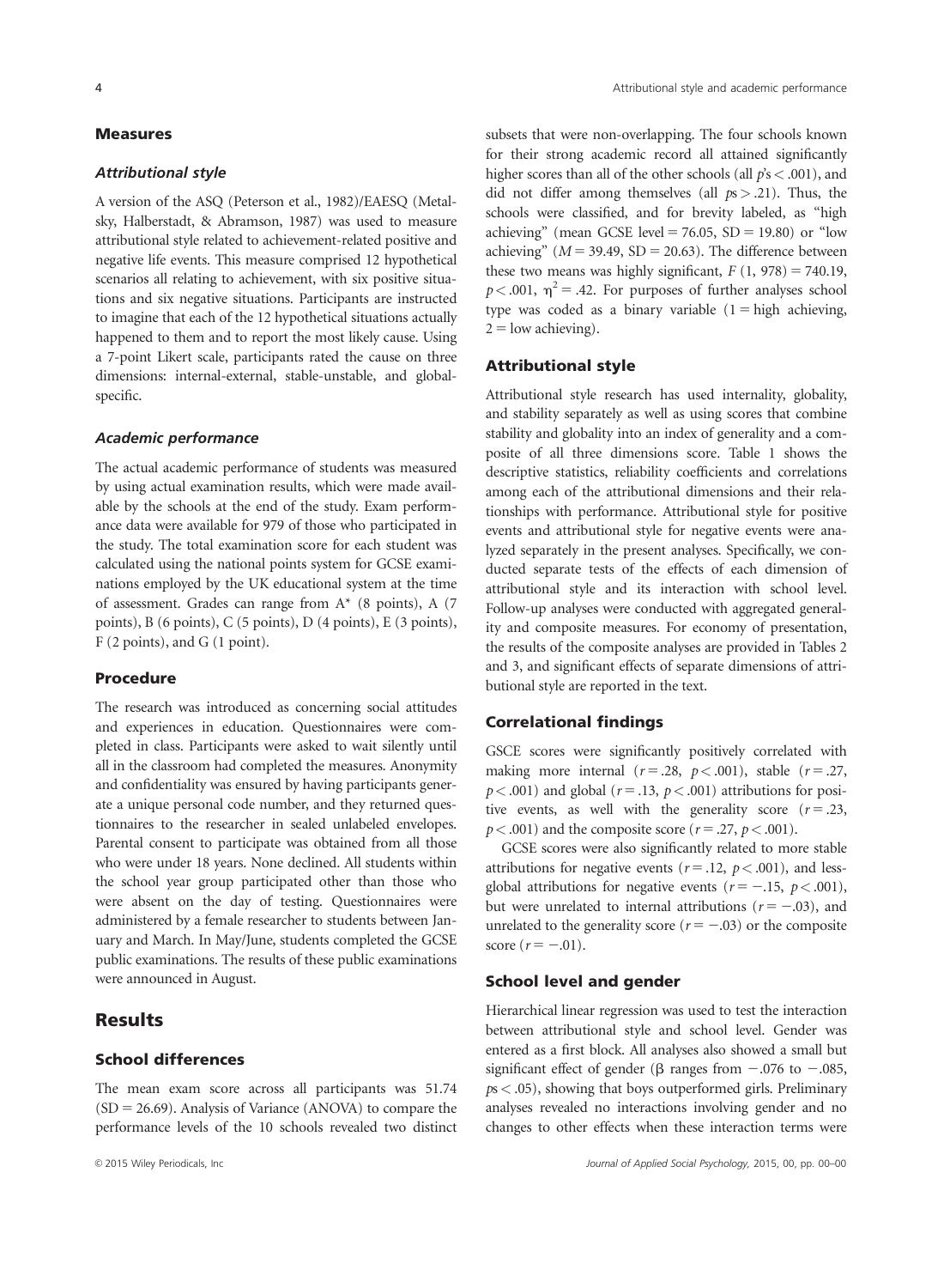## Measures

### Attributional style

A version of the ASQ (Peterson et al., 1982)/EAESQ (Metalsky, Halberstadt, & Abramson, 1987) was used to measure attributional style related to achievement-related positive and negative life events. This measure comprised 12 hypothetical scenarios all relating to achievement, with six positive situations and six negative situations. Participants are instructed to imagine that each of the 12 hypothetical situations actually happened to them and to report the most likely cause. Using a 7-point Likert scale, participants rated the cause on three dimensions: internal-external, stable-unstable, and global-specific.

### Academic performance

The actual academic performance of students was measured by using actual examination results, which were made available by the schools at the end of the study. Exam performance data were available for 979 of those who participated in the study. The total examination score for each student was calculated using the national points system for GCSE examinations employed by the UK educational system at the time of assessment. Grades can range from A* (8 points), A (7 points), B (6 points), C (5 points), D (4 points), E (3 points), F (2 points), and G (1 point).

## Procedure

The research was introduced as concerning social attitudes and experiences in education. Questionnaires were completed in class. Participants were asked to wait silently until all in the classroom had completed the measures. Anonymity and confidentiality was ensured by having participants generate a unique personal code number, and they returned questionnaires to the researcher in sealed unlabeled envelopes. Parental consent to participate was obtained from all those who were under 18 years. None declined. All students within the school year group participated other than those who were absent on the day of testing. Questionnaires were administered by a female researcher to students between January and March. In May/June, students completed the GCSE public examinations. The results of these public examinations were announced in August.

# Results

## School differences

The mean exam score across all participants was 51.74 (SD = 26.69). Analysis of Variance (ANOVA) to compare the performance levels of the 10 schools revealed two distinct subsets that were non-overlapping. The four schools known for their strong academic record all attained significantly higher scores than all of the other schools (all $p$'s $< .001$), and did not differ among themselves (all $p$s $> .21$). Thus, the schools were classified, and for brevity labeled, as "high achieving" (mean GCSE level = 76.05, SD = 19.80) or "low achieving" ($M = 39.49$, SD = 20.63). The difference between these two means was highly significant, $F\,(1,\,978) = 740.19$, $p < .001$, $\eta^2 = .42$. For purposes of further analyses school type was coded as a binary variable (1 = high achieving, 2 = low achieving).

## Attributional style

Attributional style research has used internality, globality, and stability separately as well as using scores that combine stability and globality into an index of generality and a composite of all three dimensions score. Table 1 shows the descriptive statistics, reliability coefficients and correlations among each of the attributional dimensions and their relationships with performance. Attributional style for positive events and attributional style for negative events were analyzed separately in the present analyses. Specifically, we conducted separate tests of the effects of each dimension of attributional style and its interaction with school level. Follow-up analyses were conducted with aggregated generality and composite measures. For economy of presentation, the results of the composite analyses are provided in Tables 2 and 3, and significant effects of separate dimensions of attributional style are reported in the text.

## Correlational findings

GSCE scores were significantly positively correlated with making more internal ($r = .28$, $p < .001$), stable ($r = .27$, $p < .001$) and global ($r = .13$, $p < .001$) attributions for positive events, as well with the generality score ($r = .23$, $p < .001$) and the composite score ($r = .27$, $p < .001$).

GCSE scores were also significantly related to more stable attributions for negative events ($r = .12$, $p < .001$), and less-global attributions for negative events ($r = -.15$, $p < .001$), but were unrelated to internal attributions ($r = -.03$), and unrelated to the generality score ($r = -.03$) or the composite score ($r = -.01$).

## School level and gender

Hierarchical linear regression was used to test the interaction between attributional style and school level. Gender was entered as a first block. All analyses also showed a small but significant effect of gender ($\beta$ ranges from $-.076$ to $-.085$, $p$s $< .05$), showing that boys outperformed girls. Preliminary analyses revealed no interactions involving gender and no changes to other effects when these interaction terms were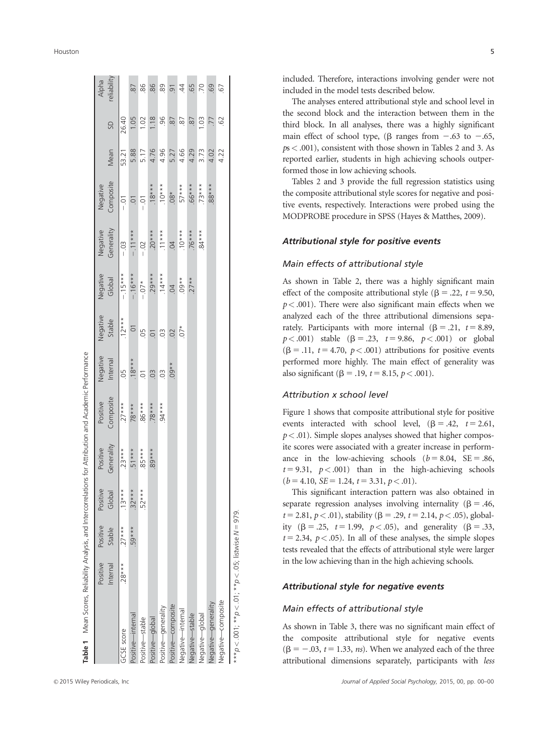**Table 1** Mean Scores, Reliability Analysis, and Intercorrelations for Attribution and Academic Performance

| | Positive Internal | Positive Stable | Positive Global | Positive Generality | Positive Composite | Negative Internal | Negative Stable | Negative Global | Negative Generality | Negative Composite | Mean | SD | Alpha reliability |
|---|---|---|---|---|---|---|---|---|---|---|---|---|---|
| GCSE score | .28*** | .27*** | .13*** | .23*** | .27*** | .05 | .12*** | −.15*** | −.03 | −.01 | 53.21 | 26.40 | |
| Positive—internal | | .59*** | .32*** | .51*** | .78*** | .18*** | .01 | −.16*** | −.11*** | .01 | 5.88 | 1.05 | .87 |
| Positive—stable | | | .52*** | .85*** | .86*** | .01 | .05 | −.07* | −.02 | −.01 | 5.17 | 1.02 | .86 |
| Positive—global | | | | .89*** | .78*** | .03 | .01 | .29*** | .20*** | .18*** | 4.76 | 1.18 | .86 |
| Positive—generality | | | | | .94*** | .03 | .03 | .14*** | .11*** | .10*** | 4.96 | .96 | .89 |
| Positive—composite | | | | | | .09** | .02 | .04 | .04 | .08* | 5.27 | .87 | .91 |
| Negative—internal | | | | | | | .07* | .09** | .10*** | .57*** | 4.66 | .87 | .44 |
| Negative—stable | | | | | | | | .27** | .76*** | .66*** | 4.29 | .87 | .65 |
| Negative—global | | | | | | | | | .84*** | .73*** | 3.73 | 1.03 | .70 |
| Negative—generality | | | | | | | | | | .88*** | 4.02 | .77 | .69 |
| Negative—composite | | | | | | | | | | | 4.22 | .62 | .67 |

***$p < .001$; **$p < .01$; *$p < .05$; listwise $N = 979$.

included. Therefore, interactions involving gender were not included in the model tests described below.

The analyses entered attributional style and school level in the second block and the interaction between them in the third block. In all analyses, there was a highly significant main effect of school type, ($\beta$ ranges from $-.63$ to $-.65$, $ps < .001$), consistent with those shown in Tables 2 and 3. As reported earlier, students in high achieving schools outperformed those in low achieving schools.

Tables 2 and 3 provide the full regression statistics using the composite attributional style scores for negative and positive events, respectively. Interactions were probed using the MODPROBE procedure in SPSS (Hayes & Matthes, 2009).

### *Attributional style for positive events*

#### *Main effects of attributional style*

As shown in Table 2, there was a highly significant main effect of the composite attributional style ($\beta = .22$, $t = 9.50$, $p < .001$). There were also significant main effects when we analyzed each of the three attributional dimensions separately. Participants with more internal ($\beta = .21$, $t = 8.89$, $p < .001$) stable ($\beta = .23$, $t = 9.86$, $p < .001$) or global ($\beta = .11$, $t = 4.70$, $p < .001$) attributions for positive events performed more highly. The main effect of generality was also significant ($\beta = .19$, $t = 8.15$, $p < .001$).

#### *Attribution x school level*

Figure 1 shows that composite attributional style for positive events interacted with school level, ($\beta = .42$, $t = 2.61$, $p < .01$). Simple slopes analyses showed that higher composite scores were associated with a greater increase in performance in the low-achieving schools ($b = 8.04$, $SE = .86$, $t = 9.31$, $p < .001$) than in the high-achieving schools ($b = 4.10$, $SE = 1.24$, $t = 3.31$, $p < .01$).

This significant interaction pattern was also obtained in separate regression analyses involving internality ($\beta = .46$, $t = 2.81$, $p < .01$), stability ($\beta = .29$, $t = 2.14$, $p < .05$), globality ($\beta = .25$, $t = 1.99$, $p < .05$), and generality ($\beta = .33$, $t = 2.34$, $p < .05$). In all of these analyses, the simple slopes tests revealed that the effects of attributional style were larger in the low achieving than in the high achieving schools.

### *Attributional style for negative events*

#### *Main effects of attributional style*

As shown in Table 3, there was no significant main effect of the composite attributional style for negative events ($\beta = -.03$, $t = 1.33$, *ns*). When we analyzed each of the three attributional dimensions separately, participants with *less*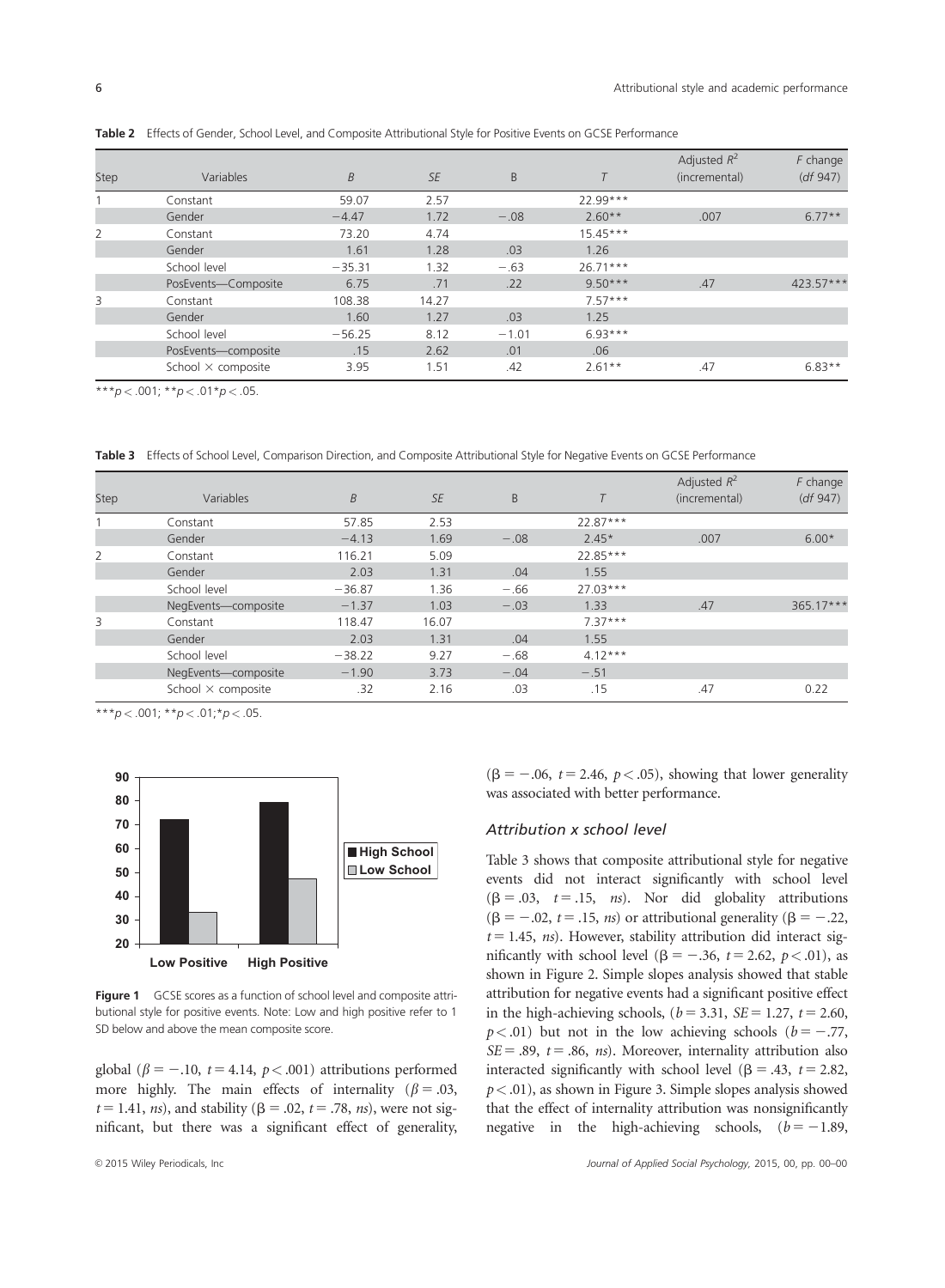**Table 2** Effects of Gender, School Level, and Composite Attributional Style for Positive Events on GCSE Performance

| Step | Variables | *B* | *SE* | Β | *T* | Adjusted $R^2$ (incremental) | *F* change (*df* 947) |
|---|---|---|---|---|---|---|---|
| 1 | Constant | 59.07 | 2.57 | | 22.99*** | | |
| | Gender | −4.47 | 1.72 | −.08 | 2.60** | .007 | 6.77** |
| 2 | Constant | 73.20 | 4.74 | | 15.45*** | | |
| | Gender | 1.61 | 1.28 | .03 | 1.26 | | |
| | School level | −35.31 | 1.32 | −.63 | 26.71*** | | |
| | PosEvents—Composite | 6.75 | .71 | .22 | 9.50*** | .47 | 423.57*** |
| 3 | Constant | 108.38 | 14.27 | | 7.57*** | | |
| | Gender | 1.60 | 1.27 | .03 | 1.25 | | |
| | School level | −56.25 | 8.12 | −1.01 | 6.93*** | | |
| | PosEvents—composite | .15 | 2.62 | .01 | .06 | | |
| | School × composite | 3.95 | 1.51 | .42 | 2.61** | .47 | 6.83** |

***$p < .001$; **$p < .01$*$p < .05$.

**Table 3** Effects of School Level, Comparison Direction, and Composite Attributional Style for Negative Events on GCSE Performance

| Step | Variables | *B* | *SE* | Β | *T* | Adjusted $R^2$ (incremental) | *F* change (*df* 947) |
|---|---|---|---|---|---|---|---|
| 1 | Constant | 57.85 | 2.53 | | 22.87*** | | |
| | Gender | −4.13 | 1.69 | −.08 | 2.45* | .007 | 6.00* |
| 2 | Constant | 116.21 | 5.09 | | 22.85*** | | |
| | Gender | 2.03 | 1.31 | .04 | 1.55 | | |
| | School level | −36.87 | 1.36 | −.66 | 27.03*** | | |
| | NegEvents—composite | −1.37 | 1.03 | −.03 | 1.33 | .47 | 365.17*** |
| 3 | Constant | 118.47 | 16.07 | | 7.37*** | | |
| | Gender | 2.03 | 1.31 | .04 | 1.55 | | |
| | School level | −38.22 | 9.27 | −.68 | 4.12*** | | |
| | NegEvents—composite | −1.90 | 3.73 | −.04 | −.51 | | |
| | School × composite | .32 | 2.16 | .03 | .15 | .47 | 0.22 |

***$p < .001$; **$p < .01$;*$p < .05$.

**Figure 1** GCSE scores as a function of school level and composite attributional style for positive events. Note: Low and high positive refer to 1 SD below and above the mean composite score.

global ($\beta = -.10$, $t = 4.14$, $p < .001$) attributions performed more highly. The main effects of internality ($\beta = .03$, $t = 1.41$, *ns*), and stability ($\beta = .02$, $t = .78$, *ns*), were not significant, but there was a significant effect of generality, ($\beta = -.06$, $t = 2.46$, $p < .05$), showing that lower generality was associated with better performance.

### Attribution x school level

Table 3 shows that composite attributional style for negative events did not interact significantly with school level ($\beta = .03$, $t = .15$, *ns*). Nor did globality attributions ($\beta = -.02$, $t = .15$, *ns*) or attributional generality ($\beta = -.22$, $t = 1.45$, *ns*). However, stability attribution did interact significantly with school level ($\beta = -.36$, $t = 2.62$, $p < .01$), as shown in Figure 2. Simple slopes analysis showed that stable attribution for negative events had a significant positive effect in the high-achieving schools, ($b = 3.31$, $SE = 1.27$, $t = 2.60$, $p < .01$) but not in the low achieving schools ($b = -.77$, $SE = .89$, $t = .86$, *ns*). Moreover, internality attribution also interacted significantly with school level ($\beta = .43$, $t = 2.82$, $p < .01$), as shown in Figure 3. Simple slopes analysis showed that the effect of internality attribution was nonsignificantly negative in the high-achieving schools, ($b = -1.89$,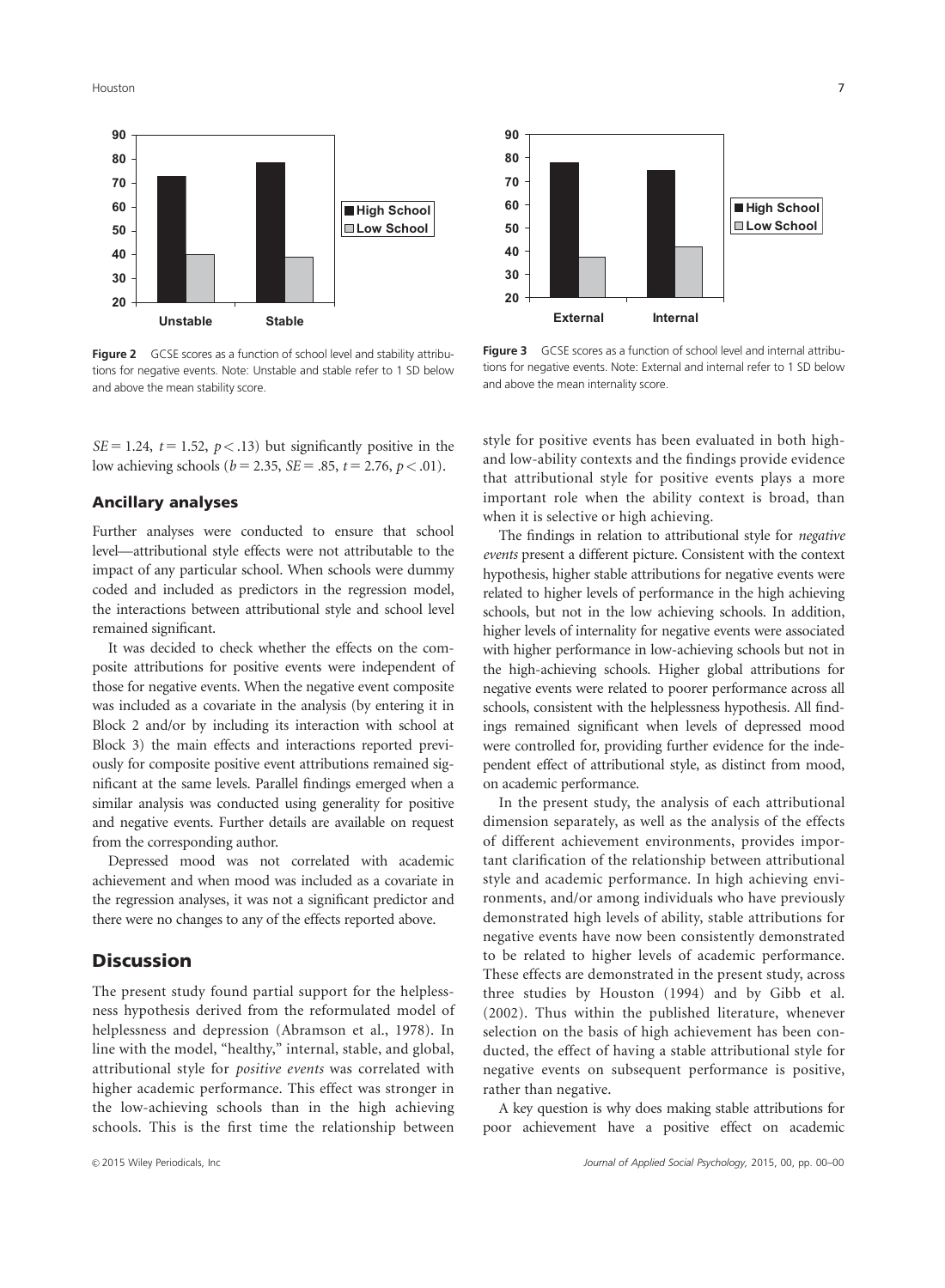90
80
70
60
50
40
30
20

Unstable Stable

High School
Low School

**Figure 2** GCSE scores as a function of school level and stability attributions for negative events. Note: Unstable and stable refer to 1 SD below and above the mean stability score.

90
80
70
60
50
40
30
20

External Internal

High School
Low School

**Figure 3** GCSE scores as a function of school level and internal attributions for negative events. Note: External and internal refer to 1 SD below and above the mean internality score.

$SE = 1.24$, $t = 1.52$, $p < .13$) but significantly positive in the low achieving schools ($b = 2.35$, $SE = .85$, $t = 2.76$, $p < .01$).

### Ancillary analyses

Further analyses were conducted to ensure that school level—attributional style effects were not attributable to the impact of any particular school. When schools were dummy coded and included as predictors in the regression model, the interactions between attributional style and school level remained significant.

It was decided to check whether the effects on the composite attributions for positive events were independent of those for negative events. When the negative event composite was included as a covariate in the analysis (by entering it in Block 2 and/or by including its interaction with school at Block 3) the main effects and interactions reported previously for composite positive event attributions remained significant at the same levels. Parallel findings emerged when a similar analysis was conducted using generality for positive and negative events. Further details are available on request from the corresponding author.

Depressed mood was not correlated with academic achievement and when mood was included as a covariate in the regression analyses, it was not a significant predictor and there were no changes to any of the effects reported above.

## Discussion

The present study found partial support for the helplessness hypothesis derived from the reformulated model of helplessness and depression (Abramson et al., 1978). In line with the model, "healthy," internal, stable, and global, attributional style for *positive events* was correlated with higher academic performance. This effect was stronger in the low-achieving schools than in the high achieving schools. This is the first time the relationship between style for positive events has been evaluated in both high- and low-ability contexts and the findings provide evidence that attributional style for positive events plays a more important role when the ability context is broad, than when it is selective or high achieving.

The findings in relation to attributional style for *negative events* present a different picture. Consistent with the context hypothesis, higher stable attributions for negative events were related to higher levels of performance in the high achieving schools, but not in the low achieving schools. In addition, higher levels of internality for negative events were associated with higher performance in low-achieving schools but not in the high-achieving schools. Higher global attributions for negative events were related to poorer performance across all schools, consistent with the helplessness hypothesis. All findings remained significant when levels of depressed mood were controlled for, providing further evidence for the independent effect of attributional style, as distinct from mood, on academic performance.

In the present study, the analysis of each attributional dimension separately, as well as the analysis of the effects of different achievement environments, provides important clarification of the relationship between attributional style and academic performance. In high achieving environments, and/or among individuals who have previously demonstrated high levels of ability, stable attributions for negative events have now been consistently demonstrated to be related to higher levels of academic performance. These effects are demonstrated in the present study, across three studies by Houston (1994) and by Gibb et al. (2002). Thus within the published literature, whenever selection on the basis of high achievement has been conducted, the effect of having a stable attributional style for negative events on subsequent performance is positive, rather than negative.

A key question is why does making stable attributions for poor achievement have a positive effect on academic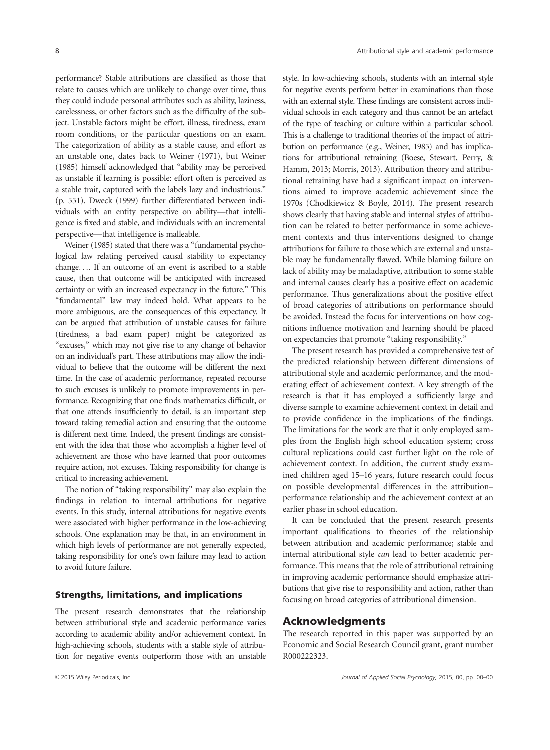performance? Stable attributions are classified as those that relate to causes which are unlikely to change over time, thus they could include personal attributes such as ability, laziness, carelessness, or other factors such as the difficulty of the subject. Unstable factors might be effort, illness, tiredness, exam room conditions, or the particular questions on an exam. The categorization of ability as a stable cause, and effort as an unstable one, dates back to Weiner (1971), but Weiner (1985) himself acknowledged that "ability may be perceived as unstable if learning is possible: effort often is perceived as a stable trait, captured with the labels lazy and industrious." (p. 551). Dweck (1999) further differentiated between individuals with an entity perspective on ability—that intelligence is fixed and stable, and individuals with an incremental perspective—that intelligence is malleable.

Weiner (1985) stated that there was a "fundamental psychological law relating perceived causal stability to expectancy change.... If an outcome of an event is ascribed to a stable cause, then that outcome will be anticipated with increased certainty or with an increased expectancy in the future." This "fundamental" law may indeed hold. What appears to be more ambiguous, are the consequences of this expectancy. It can be argued that attribution of unstable causes for failure (tiredness, a bad exam paper) might be categorized as "excuses," which may not give rise to any change of behavior on an individual's part. These attributions may allow the individual to believe that the outcome will be different the next time. In the case of academic performance, repeated recourse to such excuses is unlikely to promote improvements in performance. Recognizing that one finds mathematics difficult, or that one attends insufficiently to detail, is an important step toward taking remedial action and ensuring that the outcome is different next time. Indeed, the present findings are consistent with the idea that those who accomplish a higher level of achievement are those who have learned that poor outcomes require action, not excuses. Taking responsibility for change is critical to increasing achievement.

The notion of "taking responsibility" may also explain the findings in relation to internal attributions for negative events. In this study, internal attributions for negative events were associated with higher performance in the low-achieving schools. One explanation may be that, in an environment in which high levels of performance are not generally expected, taking responsibility for one's own failure may lead to action to avoid future failure.

## Strengths, limitations, and implications

The present research demonstrates that the relationship between attributional style and academic performance varies according to academic ability and/or achievement context. In high-achieving schools, students with a stable style of attribution for negative events outperform those with an unstable style. In low-achieving schools, students with an internal style for negative events perform better in examinations than those with an external style. These findings are consistent across individual schools in each category and thus cannot be an artefact of the type of teaching or culture within a particular school. This is a challenge to traditional theories of the impact of attribution on performance (e.g., Weiner, 1985) and has implications for attributional retraining (Boese, Stewart, Perry, & Hamm, 2013; Morris, 2013). Attribution theory and attributional retraining have had a significant impact on interventions aimed to improve academic achievement since the 1970s (Chodkiewicz & Boyle, 2014). The present research shows clearly that having stable and internal styles of attribution can be related to better performance in some achievement contexts and thus interventions designed to change attributions for failure to those which are external and unstable may be fundamentally flawed. While blaming failure on lack of ability may be maladaptive, attribution to some stable and internal causes clearly has a positive effect on academic performance. Thus generalizations about the positive effect of broad categories of attributions on performance should be avoided. Instead the focus for interventions on how cognitions influence motivation and learning should be placed on expectancies that promote "taking responsibility."

The present research has provided a comprehensive test of the predicted relationship between different dimensions of attributional style and academic performance, and the moderating effect of achievement context. A key strength of the research is that it has employed a sufficiently large and diverse sample to examine achievement context in detail and to provide confidence in the implications of the findings. The limitations for the work are that it only employed samples from the English high school education system; cross cultural replications could cast further light on the role of achievement context. In addition, the current study examined children aged 15–16 years, future research could focus on possible developmental differences in the attribution–performance relationship and the achievement context at an earlier phase in school education.

It can be concluded that the present research presents important qualifications to theories of the relationship between attribution and academic performance; stable and internal attributional style *can* lead to better academic performance. This means that the role of attributional retraining in improving academic performance should emphasize attributions that give rise to responsibility and action, rather than focusing on broad categories of attributional dimension.

## Acknowledgments

The research reported in this paper was supported by an Economic and Social Research Council grant, grant number R000222323.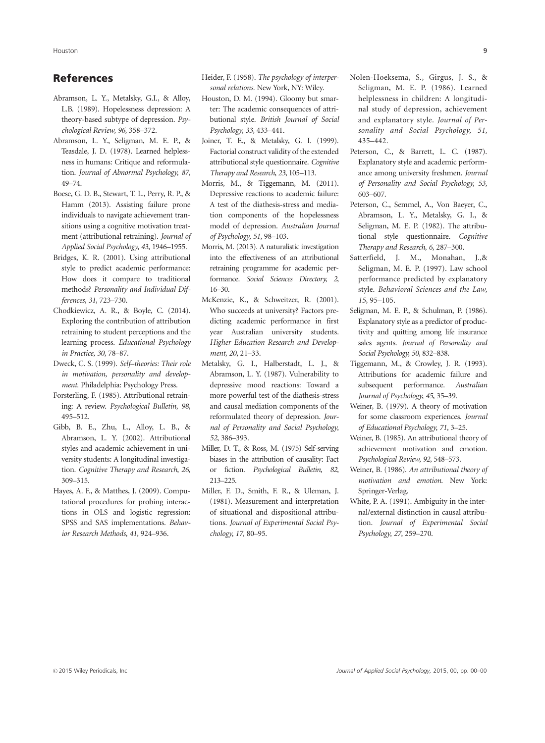## References

Abramson, L. Y., Metalsky, G.I., & Alloy, L.B. (1989). Hopelessness depression: A theory-based subtype of depression. *Psychological Review*, *96*, 358–372.

Abramson, L. Y., Seligman, M. E. P., & Teasdale, J. D. (1978). Learned helplessness in humans: Critique and reformulation. *Journal of Abnormal Psychology*, *87*, 49–74.

Boese, G. D. B., Stewart, T. L., Perry, R. P., & Hamm (2013). Assisting failure prone individuals to navigate achievement transitions using a cognitive motivation treatment (attributional retraining). *Journal of Applied Social Psychology*, *43*, 1946–1955.

Bridges, K. R. (2001). Using attributional style to predict academic performance: How does it compare to traditional methods? *Personality and Individual Differences*, *31*, 723–730.

Chodkiewicz, A. R., & Boyle, C. (2014). Exploring the contribution of attribution retraining to student perceptions and the learning process. *Educational Psychology in Practice*, *30*, 78–87.

Dweck, C. S. (1999). *Self–theories: Their role in motivation, personality and development*. Philadelphia: Psychology Press.

Forsterling, F. (1985). Attributional retraining: A review. *Psychological Bulletin*, *98*, 495–512.

Gibb, B. E., Zhu, L., Alloy, L. B., & Abramson, L. Y. (2002). Attributional styles and academic achievement in university students: A longitudinal investigation. *Cognitive Therapy and Research*, *26*, 309–315.

Hayes, A. F., & Matthes, J. (2009). Computational procedures for probing interactions in OLS and logistic regression: SPSS and SAS implementations. *Behavior Research Methods*, *41*, 924–936.

Heider, F. (1958). *The psychology of interpersonal relations*. New York, NY: Wiley.

Houston, D. M. (1994). Gloomy but smarter: The academic consequences of attributional style. *British Journal of Social Psychology*, *33*, 433–441.

Joiner, T. E., & Metalsky, G. I. (1999). Factorial construct validity of the extended attributional style questionnaire. *Cognitive Therapy and Research*, *23*, 105–113.

Morris, M., & Tiggemann, M. (2011). Depressive reactions to academic failure: A test of the diathesis-stress and mediation components of the hopelessness model of depression. *Australian Journal of Psychology*, *51*, 98–103.

Morris, M. (2013). A naturalistic investigation into the effectiveness of an attributional retraining programme for academic performance. *Social Sciences Directory*, *2*, 16–30.

McKenzie, K., & Schweitzer, R. (2001). Who succeeds at university? Factors predicting academic performance in first year Australian university students. *Higher Education Research and Development*, *20*, 21–33.

Metalsky, G. I., Halberstadt, L. J., & Abramson, L. Y. (1987). Vulnerability to depressive mood reactions: Toward a more powerful test of the diathesis-stress and causal mediation components of the reformulated theory of depression. *Journal of Personality and Social Psychology*, *52*, 386–393.

Miller, D. T., & Ross, M. (1975) Self-serving biases in the attribution of causality: Fact or fiction. *Psychological Bulletin*, *82*, 213–225.

Miller, F. D., Smith, F. R., & Uleman, J. (1981). Measurement and interpretation of situational and dispositional attributions. *Journal of Experimental Social Psychology*, *17*, 80–95.

Nolen-Hoeksema, S., Girgus, J. S., & Seligman, M. E. P. (1986). Learned helplessness in children: A longitudinal study of depression, achievement and explanatory style. *Journal of Personality and Social Psychology*, *51*, 435–442.

Peterson, C., & Barrett, L. C. (1987). Explanatory style and academic performance among university freshmen. *Journal of Personality and Social Psychology*, *53*, 603–607.

Peterson, C., Semmel, A., Von Baeyer, C., Abramson, L. Y., Metalsky, G. I., & Seligman, M. E. P. (1982). The attributional style questionnaire. *Cognitive Therapy and Research*, *6*, 287–300.

Satterfield, J. M., Monahan, J.,& Seligman, M. E. P. (1997). Law school performance predicted by explanatory style. *Behavioral Sciences and the Law*, *15*, 95–105.

Seligman, M. E. P., & Schulman, P. (1986). Explanatory style as a predictor of productivity and quitting among life insurance sales agents. *Journal of Personality and Social Psychology*, *50*, 832–838.

Tiggemann, M., & Crowley, J. R. (1993). Attributions for academic failure and subsequent performance. *Australian Journal of Psychology*, *45*, 35–39.

Weiner, B. (1979). A theory of motivation for some classroom experiences. *Journal of Educational Psychology*, *71*, 3–25.

Weiner, B. (1985). An attributional theory of achievement motivation and emotion. *Psychological Review*, *92*, 548–573.

Weiner, B. (1986). *An attributional theory of motivation and emotion*. New York: Springer-Verlag.

White, P. A. (1991). Ambiguity in the internal/external distinction in causal attribution. *Journal of Experimental Social Psychology*, *27*, 259–270.